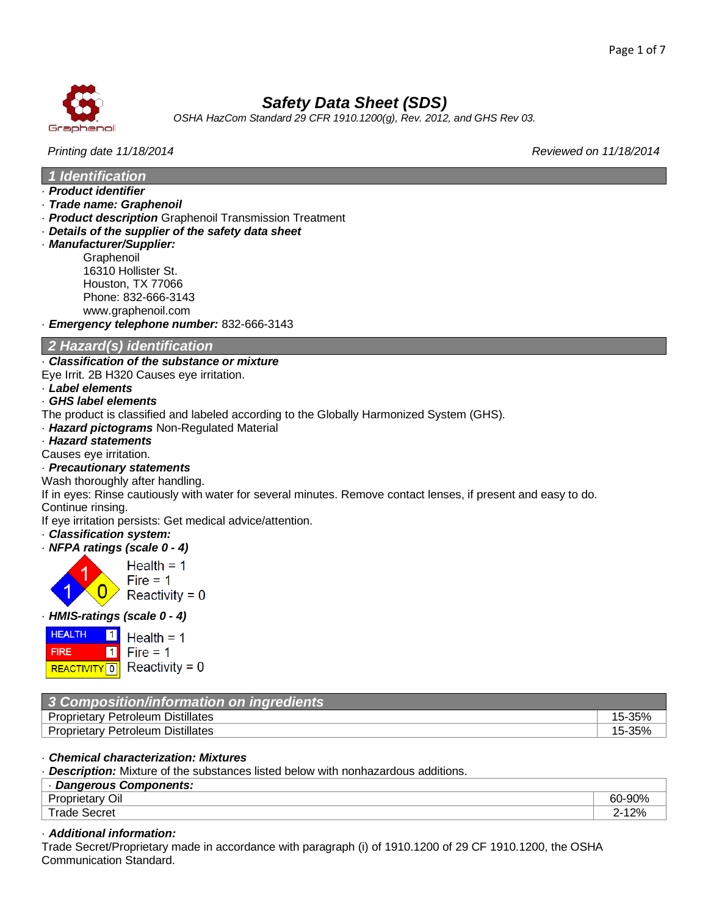# Safety Data Sheet (SDS)

*OSHA HazCom Standard 29 CFR 1910.1200(g), Rev. 2012, and GHS Rev 03.*

*Printing date 11/18/2014* | *Reviewed on 11/18/2014*

## 1 Identification

· ***Product identifier***

· ***Trade name: Graphenoil***

· ***Product description*** Graphenoil Transmission Treatment

· ***Details of the supplier of the safety data sheet***

· ***Manufacturer/Supplier:***

Graphenoil
16310 Hollister St.
Houston, TX 77066
Phone: 832-666-3143
www.graphenoil.com

· ***Emergency telephone number:*** 832-666-3143

## 2 Hazard(s) identification

· ***Classification of the substance or mixture***

Eye Irrit. 2B H320 Causes eye irritation.

· ***Label elements***

· ***GHS label elements***

The product is classified and labeled according to the Globally Harmonized System (GHS).

· ***Hazard pictograms*** Non-Regulated Material

· ***Hazard statements***

Causes eye irritation.

· ***Precautionary statements***

Wash thoroughly after handling.

If in eyes: Rinse cautiously with water for several minutes. Remove contact lenses, if present and easy to do. Continue rinsing.

If eye irritation persists: Get medical advice/attention.

· ***Classification system:***

· ***NFPA ratings (scale 0 - 4)***

Health = 1
Fire = 1
Reactivity = 0

· ***HMIS-ratings (scale 0 - 4)***

| | |
|---|---|
| HEALTH | 1 |
| FIRE | 1 |
| REACTIVITY | 0 |

Health = 1
Fire = 1
Reactivity = 0

## 3 Composition/information on ingredients

| | |
|---|---|
| Proprietary Petroleum Distillates | 15-35% |
| Proprietary Petroleum Distillates | 15-35% |

· ***Chemical characterization: Mixtures***

· ***Description:*** Mixture of the substances listed below with nonhazardous additions.

| · ***Dangerous Components:*** | |
|---|---|
| Proprietary Oil | 60-90% |
| Trade Secret | 2-12% |

· ***Additional information:***

Trade Secret/Proprietary made in accordance with paragraph (i) of 1910.1200 of 29 CF 1910.1200, the OSHA Communication Standard.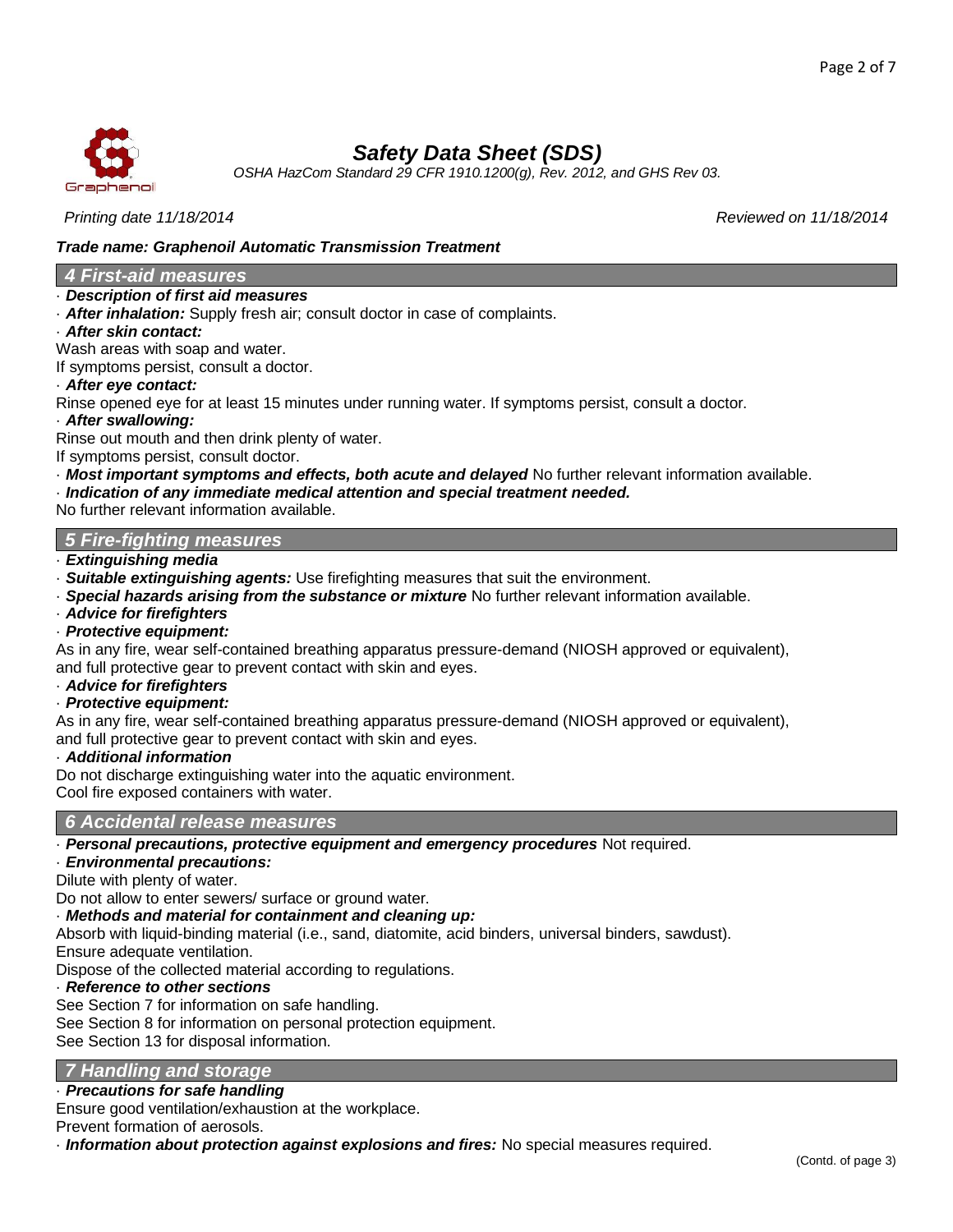# Safety Data Sheet (SDS)

*OSHA HazCom Standard 29 CFR 1910.1200(g), Rev. 2012, and GHS Rev 03.*

*Printing date 11/18/2014* *Reviewed on 11/18/2014*

***Trade name: Graphenoil Automatic Transmission Treatment***

## 4 First-aid measures

· ***Description of first aid measures***

· ***After inhalation:*** Supply fresh air; consult doctor in case of complaints.

· ***After skin contact:***

Wash areas with soap and water.

If symptoms persist, consult a doctor.

· ***After eye contact:***

Rinse opened eye for at least 15 minutes under running water. If symptoms persist, consult a doctor.

· ***After swallowing:***

Rinse out mouth and then drink plenty of water.

If symptoms persist, consult doctor.

· ***Most important symptoms and effects, both acute and delayed*** No further relevant information available.

· ***Indication of any immediate medical attention and special treatment needed.***

No further relevant information available.

## 5 Fire-fighting measures

· ***Extinguishing media***

· ***Suitable extinguishing agents:*** Use firefighting measures that suit the environment.

· ***Special hazards arising from the substance or mixture*** No further relevant information available.

· ***Advice for firefighters***

· ***Protective equipment:***

As in any fire, wear self-contained breathing apparatus pressure-demand (NIOSH approved or equivalent), and full protective gear to prevent contact with skin and eyes.

· ***Advice for firefighters***

· ***Protective equipment:***

As in any fire, wear self-contained breathing apparatus pressure-demand (NIOSH approved or equivalent), and full protective gear to prevent contact with skin and eyes.

· ***Additional information***

Do not discharge extinguishing water into the aquatic environment.

Cool fire exposed containers with water.

## 6 Accidental release measures

· ***Personal precautions, protective equipment and emergency procedures*** Not required.

· ***Environmental precautions:***

Dilute with plenty of water.

Do not allow to enter sewers/ surface or ground water.

· ***Methods and material for containment and cleaning up:***

Absorb with liquid-binding material (i.e., sand, diatomite, acid binders, universal binders, sawdust).

Ensure adequate ventilation.

Dispose of the collected material according to regulations.

· ***Reference to other sections***

See Section 7 for information on safe handling.

See Section 8 for information on personal protection equipment.

See Section 13 for disposal information.

## 7 Handling and storage

· ***Precautions for safe handling***

Ensure good ventilation/exhaustion at the workplace.

Prevent formation of aerosols.

· ***Information about protection against explosions and fires:*** No special measures required.

(Contd. of page 3)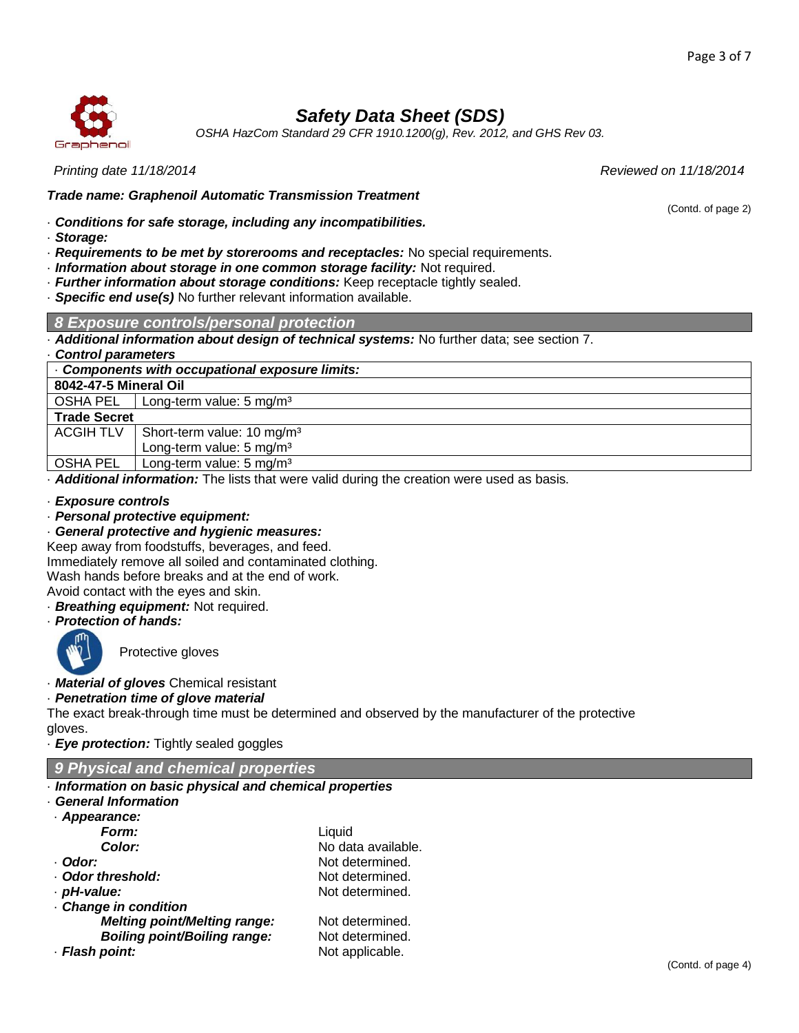# Safety Data Sheet (SDS)

*OSHA HazCom Standard 29 CFR 1910.1200(g), Rev. 2012, and GHS Rev 03.*

*Printing date 11/18/2014* *Reviewed on 11/18/2014*

***Trade name: Graphenoil Automatic Transmission Treatment***

(Contd. of page 2)

· ***Conditions for safe storage, including any incompatibilities.***
· ***Storage:***
· ***Requirements to be met by storerooms and receptacles:*** No special requirements.
· ***Information about storage in one common storage facility:*** Not required.
· ***Further information about storage conditions:*** Keep receptacle tightly sealed.
· ***Specific end use(s)*** No further relevant information available.

## 8 Exposure controls/personal protection

· ***Additional information about design of technical systems:*** No further data; see section 7.
· ***Control parameters***

| · **Components with occupational exposure limits:** | |
|---|---|
| **8042-47-5 Mineral Oil** | |
| OSHA PEL | Long-term value: 5 mg/m³ |
| **Trade Secret** | |
| ACGIH TLV | Short-term value: 10 mg/m³<br>Long-term value: 5 mg/m³ |
| OSHA PEL | Long-term value: 5 mg/m³ |

· ***Additional information:*** The lists that were valid during the creation were used as basis.

· ***Exposure controls***
· ***Personal protective equipment:***
· ***General protective and hygienic measures:***
Keep away from foodstuffs, beverages, and feed.
Immediately remove all soiled and contaminated clothing.
Wash hands before breaks and at the end of work.
Avoid contact with the eyes and skin.
· ***Breathing equipment:*** Not required.
· ***Protection of hands:***

Protective gloves

· ***Material of gloves*** Chemical resistant
· ***Penetration time of glove material***
The exact break-through time must be determined and observed by the manufacturer of the protective gloves.
· ***Eye protection:*** Tightly sealed goggles

## 9 Physical and chemical properties

· ***Information on basic physical and chemical properties***
· ***General Information***
· ***Appearance:***
  ***Form:*** Liquid
  ***Color:*** No data available.
· ***Odor:*** Not determined.
· ***Odor threshold:*** Not determined.
· ***pH-value:*** Not determined.
· ***Change in condition***
  ***Melting point/Melting range:*** Not determined.
  ***Boiling point/Boiling range:*** Not determined.
· ***Flash point:*** Not applicable.

(Contd. on page 4)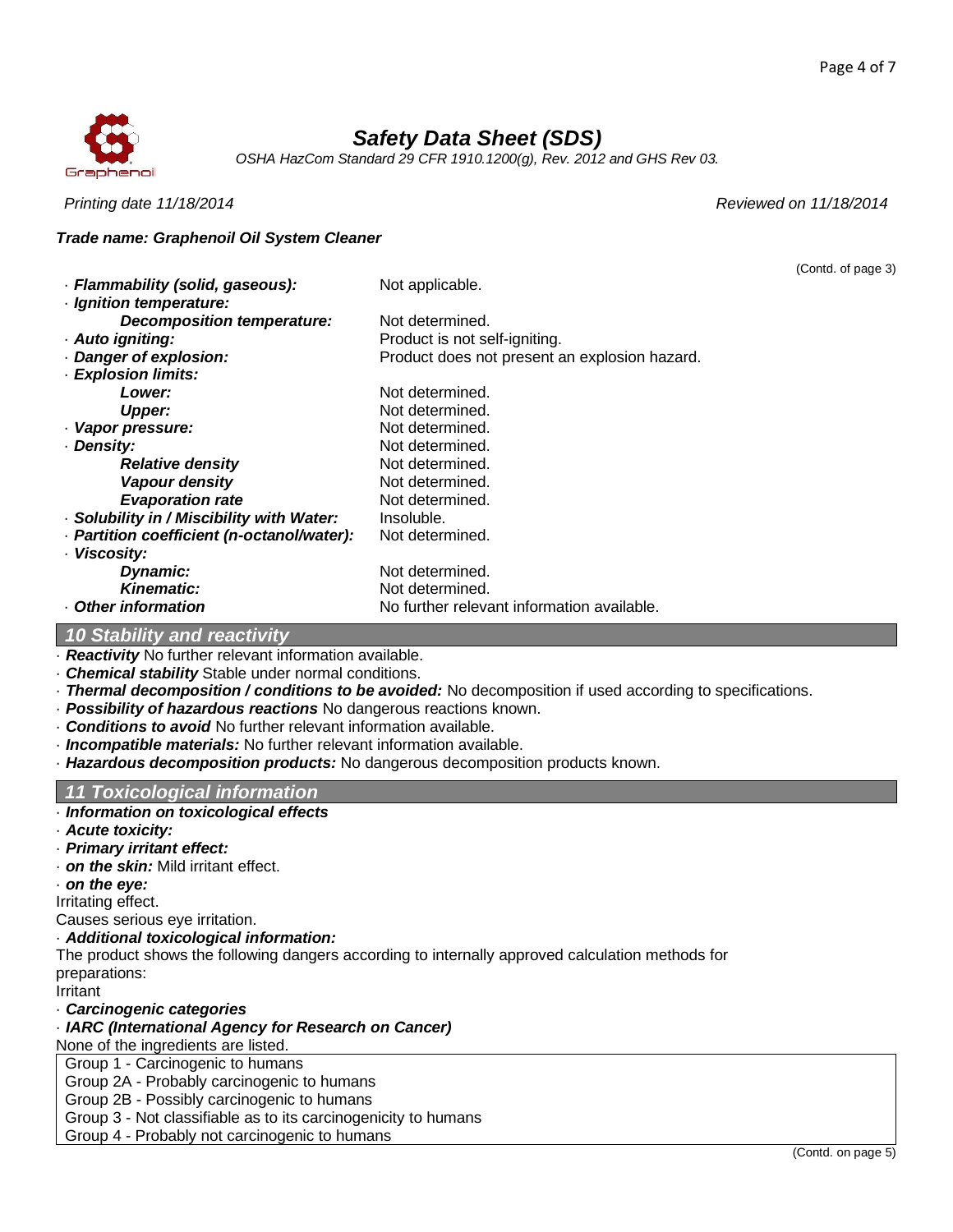*Trade name: Graphenoil Oil System Cleaner*

(Contd. of page 3)

| | |
|---|---|
| · ***Flammability (solid, gaseous):*** | Not applicable. |
| · ***Ignition temperature:*** | |
| ***Decomposition temperature:*** | Not determined. |
| · ***Auto igniting:*** | Product is not self-igniting. |
| · ***Danger of explosion:*** | Product does not present an explosion hazard. |
| · ***Explosion limits:*** | |
| ***Lower:*** | Not determined. |
| ***Upper:*** | Not determined. |
| · ***Vapor pressure:*** | Not determined. |
| · ***Density:*** | Not determined. |
| ***Relative density*** | Not determined. |
| ***Vapour density*** | Not determined. |
| ***Evaporation rate*** | Not determined. |
| · ***Solubility in / Miscibility with Water:*** | Insoluble. |
| · ***Partition coefficient (n-octanol/water):*** | Not determined. |
| · ***Viscosity:*** | |
| ***Dynamic:*** | Not determined. |
| ***Kinematic:*** | Not determined. |
| · ***Other information*** | No further relevant information available. |

## 10 Stability and reactivity

· ***Reactivity*** No further relevant information available.
· ***Chemical stability*** Stable under normal conditions.
· ***Thermal decomposition / conditions to be avoided:*** No decomposition if used according to specifications.
· ***Possibility of hazardous reactions*** No dangerous reactions known.
· ***Conditions to avoid*** No further relevant information available.
· ***Incompatible materials:*** No further relevant information available.
· ***Hazardous decomposition products:*** No dangerous decomposition products known.

## 11 Toxicological information

· ***Information on toxicological effects***
· ***Acute toxicity:***
· ***Primary irritant effect:***
· ***on the skin:*** Mild irritant effect.
· ***on the eye:***
Irritating effect.
Causes serious eye irritation.
· ***Additional toxicological information:***
The product shows the following dangers according to internally approved calculation methods for preparations:
Irritant
· ***Carcinogenic categories***
· ***IARC (International Agency for Research on Cancer)***
None of the ingredients are listed.

| |
|---|
| Group 1 - Carcinogenic to humans |
| Group 2A - Probably carcinogenic to humans |
| Group 2B - Possibly carcinogenic to humans |
| Group 3 - Not classifiable as to its carcinogenicity to humans |
| Group 4 - Probably not carcinogenic to humans |

(Contd. on page 5)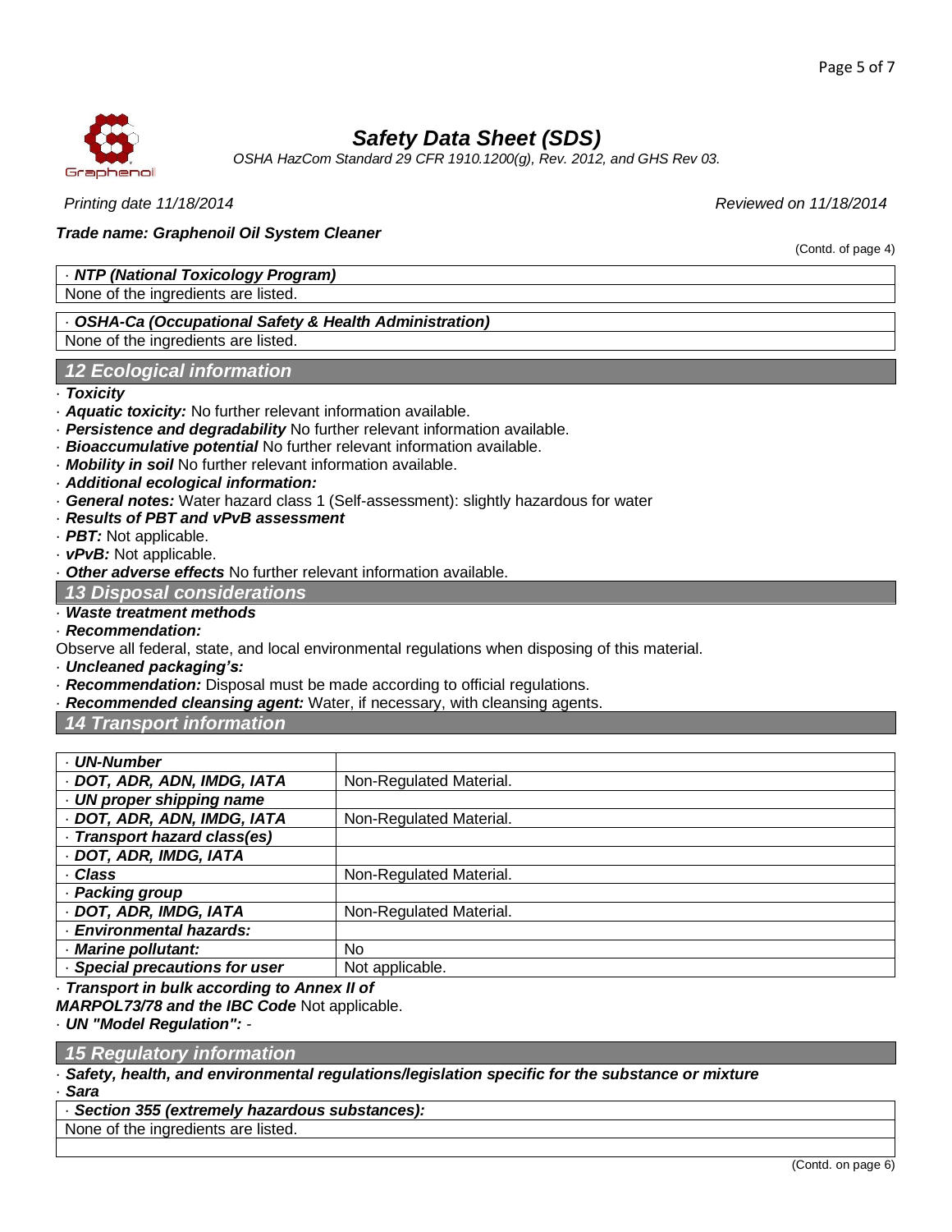(Contd. of page 4)

| · **NTP (National Toxicology Program)** |
| --- |
| None of the ingredients are listed. |

| · **OSHA-Ca (Occupational Safety & Health Administration)** |
| --- |
| None of the ingredients are listed. |

## 12 Ecological information

· ***Toxicity***
· ***Aquatic toxicity:*** No further relevant information available.
· ***Persistence and degradability*** No further relevant information available.
· ***Bioaccumulative potential*** No further relevant information available.
· ***Mobility in soil*** No further relevant information available.
· ***Additional ecological information:***
· ***General notes:*** Water hazard class 1 (Self-assessment): slightly hazardous for water
· ***Results of PBT and vPvB assessment***
· ***PBT:*** Not applicable.
· ***vPvB:*** Not applicable.
· ***Other adverse effects*** No further relevant information available.

## 13 Disposal considerations

· ***Waste treatment methods***
· ***Recommendation:***
Observe all federal, state, and local environmental regulations when disposing of this material.
· ***Uncleaned packaging's:***
· ***Recommendation:*** Disposal must be made according to official regulations.
· ***Recommended cleansing agent:*** Water, if necessary, with cleansing agents.

## 14 Transport information

| · **UN-Number** | |
| --- | --- |
| · **DOT, ADR, ADN, IMDG, IATA** | Non-Regulated Material. |
| · **UN proper shipping name** | |
| · **DOT, ADR, ADN, IMDG, IATA** | Non-Regulated Material. |
| · **Transport hazard class(es)** | |
| · **DOT, ADR, IMDG, IATA** | |
| · **Class** | Non-Regulated Material. |
| · **Packing group** | |
| · **DOT, ADR, IMDG, IATA** | Non-Regulated Material. |
| · **Environmental hazards:** | |
| · **Marine pollutant:** | No |
| · **Special precautions for user** | Not applicable. |

· ***Transport in bulk according to Annex II of MARPOL73/78 and the IBC Code*** Not applicable.
· ***UN "Model Regulation":*** -

## 15 Regulatory information

· ***Safety, health, and environmental regulations/legislation specific for the substance or mixture***
· ***Sara***

| · **Section 355 (extremely hazardous substances):** |
| --- |
| None of the ingredients are listed. |

(Contd. on page 6)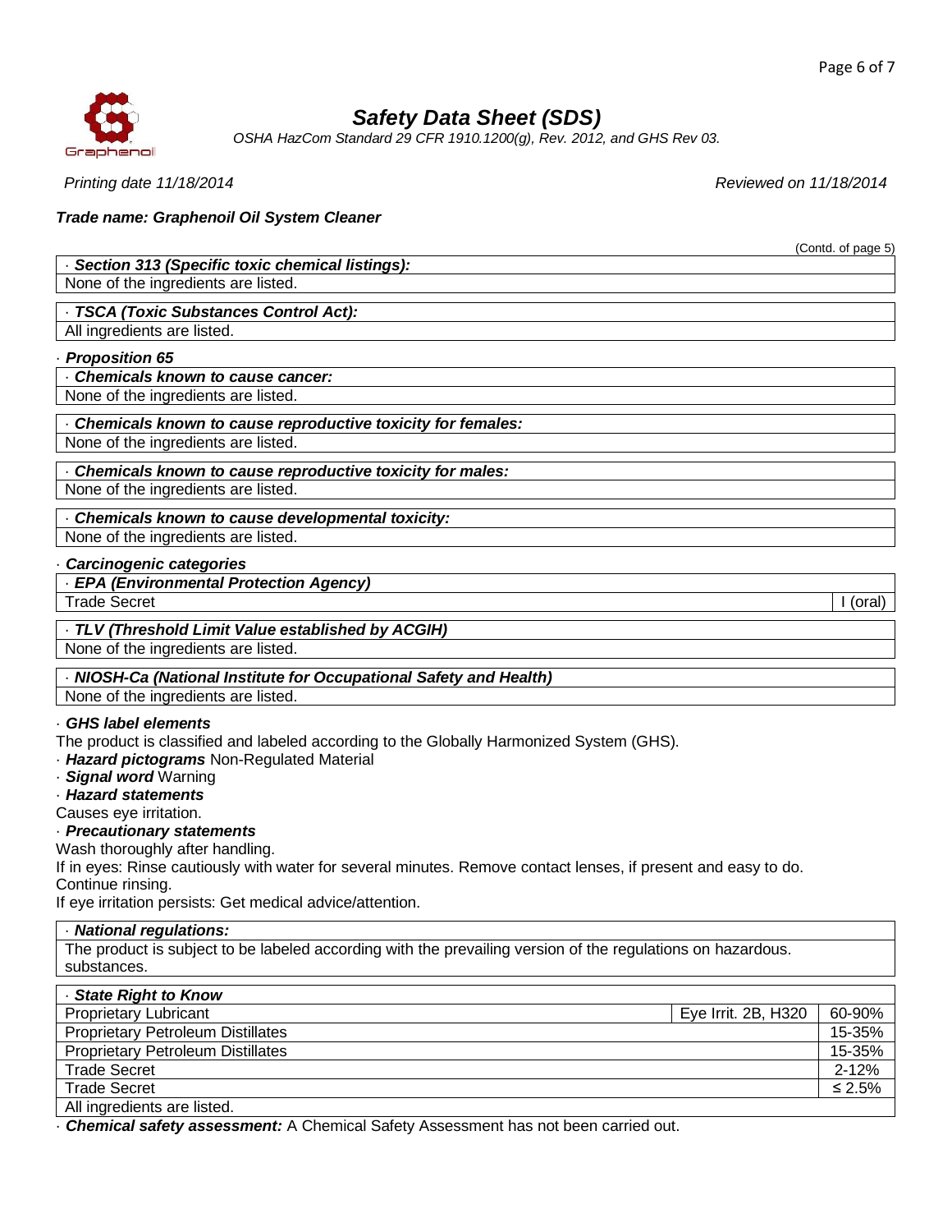# Safety Data Sheet (SDS)

*OSHA HazCom Standard 29 CFR 1910.1200(g), Rev. 2012, and GHS Rev 03.*

*Printing date 11/18/2014* *Reviewed on 11/18/2014*

***Trade name: Graphenoil Oil System Cleaner***

(Contd. of page 5)

· ***Section 313 (Specific toxic chemical listings):***

None of the ingredients are listed.

· ***TSCA (Toxic Substances Control Act):***

All ingredients are listed.

· ***Proposition 65***

· ***Chemicals known to cause cancer:***

None of the ingredients are listed.

· ***Chemicals known to cause reproductive toxicity for females:***

None of the ingredients are listed.

· ***Chemicals known to cause reproductive toxicity for males:***

None of the ingredients are listed.

· ***Chemicals known to cause developmental toxicity:***

None of the ingredients are listed.

· ***Carcinogenic categories***

· ***EPA (Environmental Protection Agency)***

| | |
|---|---|
| Trade Secret | I (oral) |

· ***TLV (Threshold Limit Value established by ACGIH)***

None of the ingredients are listed.

· ***NIOSH-Ca (National Institute for Occupational Safety and Health)***

None of the ingredients are listed.

· ***GHS label elements***

The product is classified and labeled according to the Globally Harmonized System (GHS).

· ***Hazard pictograms*** Non-Regulated Material

· ***Signal word*** Warning

· ***Hazard statements***

Causes eye irritation.

· ***Precautionary statements***

Wash thoroughly after handling.

If in eyes: Rinse cautiously with water for several minutes. Remove contact lenses, if present and easy to do. Continue rinsing.

If eye irritation persists: Get medical advice/attention.

· ***National regulations:***

The product is subject to be labeled according with the prevailing version of the regulations on hazardous. substances.

· ***State Right to Know***

| | | |
|---|---|---|
| Proprietary Lubricant | Eye Irrit. 2B, H320 | 60-90% |
| Proprietary Petroleum Distillates | | 15-35% |
| Proprietary Petroleum Distillates | | 15-35% |
| Trade Secret | | 2-12% |
| Trade Secret | | ≤ 2.5% |

All ingredients are listed.

· ***Chemical safety assessment:*** A Chemical Safety Assessment has not been carried out.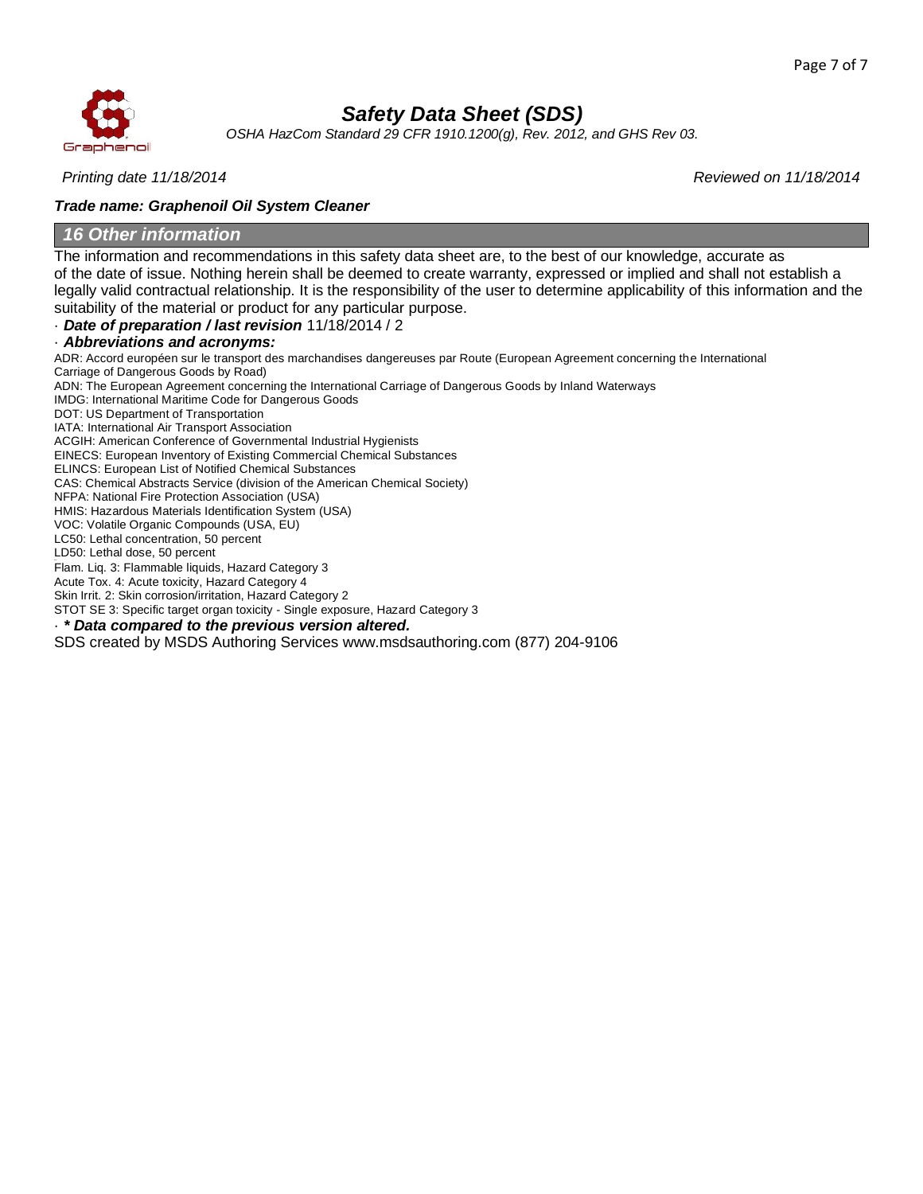# Safety Data Sheet (SDS)

*OSHA HazCom Standard 29 CFR 1910.1200(g), Rev. 2012, and GHS Rev 03.*

*Printing date 11/18/2014* *Reviewed on 11/18/2014*

***Trade name: Graphenoil Oil System Cleaner***

## 16 Other information

The information and recommendations in this safety data sheet are, to the best of our knowledge, accurate as of the date of issue. Nothing herein shall be deemed to create warranty, expressed or implied and shall not establish a legally valid contractual relationship. It is the responsibility of the user to determine applicability of this information and the suitability of the material or product for any particular purpose.

· ***Date of preparation / last revision*** 11/18/2014 / 2

· ***Abbreviations and acronyms:***

ADR: Accord européen sur le transport des marchandises dangereuses par Route (European Agreement concerning the International Carriage of Dangerous Goods by Road)
ADN: The European Agreement concerning the International Carriage of Dangerous Goods by Inland Waterways
IMDG: International Maritime Code for Dangerous Goods
DOT: US Department of Transportation
IATA: International Air Transport Association
ACGIH: American Conference of Governmental Industrial Hygienists
EINECS: European Inventory of Existing Commercial Chemical Substances
ELINCS: European List of Notified Chemical Substances
CAS: Chemical Abstracts Service (division of the American Chemical Society)
NFPA: National Fire Protection Association (USA)
HMIS: Hazardous Materials Identification System (USA)
VOC: Volatile Organic Compounds (USA, EU)
LC50: Lethal concentration, 50 percent
LD50: Lethal dose, 50 percent
Flam. Liq. 3: Flammable liquids, Hazard Category 3
Acute Tox. 4: Acute toxicity, Hazard Category 4
Skin Irrit. 2: Skin corrosion/irritation, Hazard Category 2
STOT SE 3: Specific target organ toxicity - Single exposure, Hazard Category 3

· ***\* Data compared to the previous version altered.***

SDS created by MSDS Authoring Services www.msdsauthoring.com (877) 204-9106